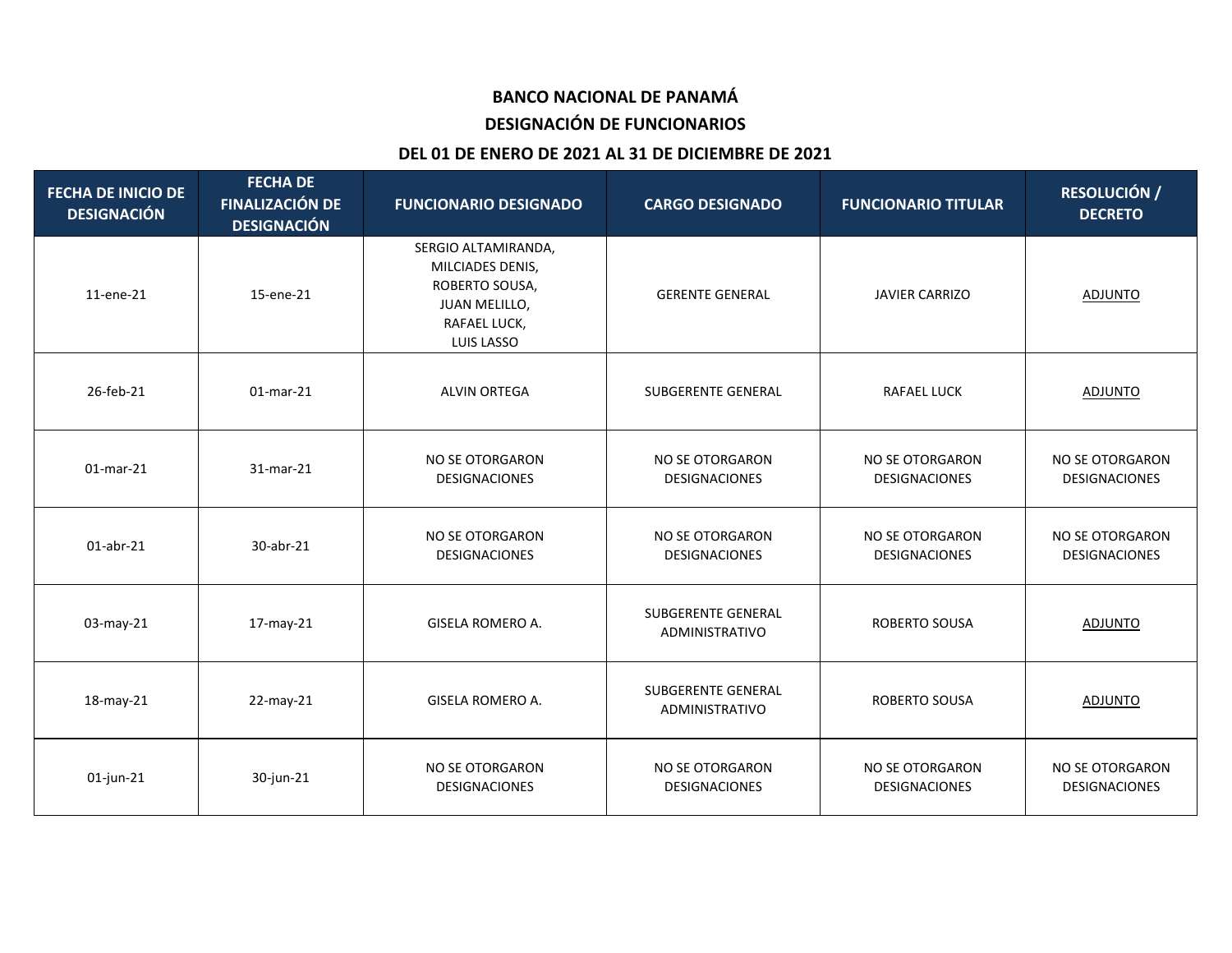**BANCO NACIONAL DE PANAMÁ**

**DESIGNACIÓN DE FUNCIONARIOS**

**DEL 01 DE ENERO DE 2021 AL 31 DE DICIEMBRE DE 2021**

| FECHA DE INICIO DE DESIGNACIÓN | FECHA DE FINALIZACIÓN DE DESIGNACIÓN | FUNCIONARIO DESIGNADO | CARGO DESIGNADO | FUNCIONARIO TITULAR | RESOLUCIÓN / DECRETO |
|---|---|---|---|---|---|
| 11-ene-21 | 15-ene-21 | SERGIO ALTAMIRANDA, MILCIADES DENIS, ROBERTO SOUSA, JUAN MELILLO, RAFAEL LUCK, LUIS LASSO | GERENTE GENERAL | JAVIER CARRIZO | ADJUNTO |
| 26-feb-21 | 01-mar-21 | ALVIN ORTEGA | SUBGERENTE GENERAL | RAFAEL LUCK | ADJUNTO |
| 01-mar-21 | 31-mar-21 | NO SE OTORGARON DESIGNACIONES | NO SE OTORGARON DESIGNACIONES | NO SE OTORGARON DESIGNACIONES | NO SE OTORGARON DESIGNACIONES |
| 01-abr-21 | 30-abr-21 | NO SE OTORGARON DESIGNACIONES | NO SE OTORGARON DESIGNACIONES | NO SE OTORGARON DESIGNACIONES | NO SE OTORGARON DESIGNACIONES |
| 03-may-21 | 17-may-21 | GISELA ROMERO A. | SUBGERENTE GENERAL ADMINISTRATIVO | ROBERTO SOUSA | ADJUNTO |
| 18-may-21 | 22-may-21 | GISELA ROMERO A. | SUBGERENTE GENERAL ADMINISTRATIVO | ROBERTO SOUSA | ADJUNTO |
| 01-jun-21 | 30-jun-21 | NO SE OTORGARON DESIGNACIONES | NO SE OTORGARON DESIGNACIONES | NO SE OTORGARON DESIGNACIONES | NO SE OTORGARON DESIGNACIONES |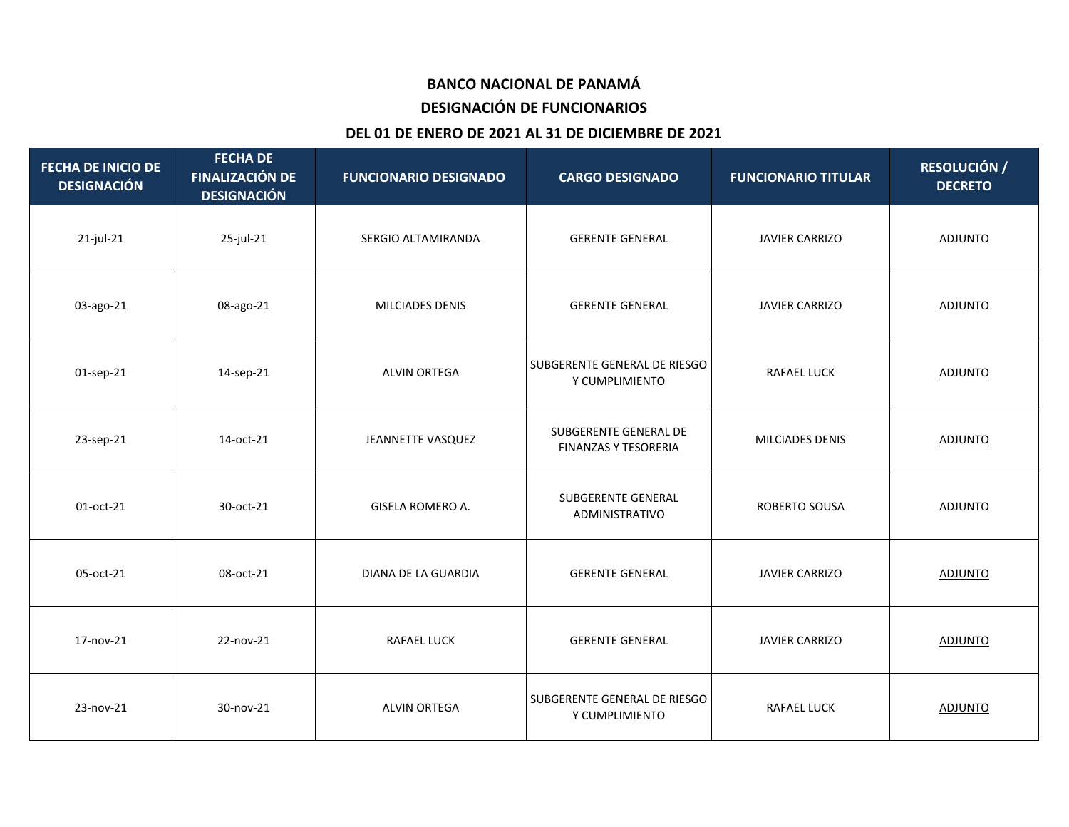**BANCO NACIONAL DE PANAMÁ**

**DESIGNACIÓN DE FUNCIONARIOS**

**DEL 01 DE ENERO DE 2021 AL 31 DE DICIEMBRE DE 2021**

| FECHA DE INICIO DE DESIGNACIÓN | FECHA DE FINALIZACIÓN DE DESIGNACIÓN | FUNCIONARIO DESIGNADO | CARGO DESIGNADO | FUNCIONARIO TITULAR | RESOLUCIÓN / DECRETO |
|---|---|---|---|---|---|
| 21-jul-21 | 25-jul-21 | SERGIO ALTAMIRANDA | GERENTE GENERAL | JAVIER CARRIZO | ADJUNTO |
| 03-ago-21 | 08-ago-21 | MILCIADES DENIS | GERENTE GENERAL | JAVIER CARRIZO | ADJUNTO |
| 01-sep-21 | 14-sep-21 | ALVIN ORTEGA | SUBGERENTE GENERAL DE RIESGO Y CUMPLIMIENTO | RAFAEL LUCK | ADJUNTO |
| 23-sep-21 | 14-oct-21 | JEANNETTE VASQUEZ | SUBGERENTE GENERAL DE FINANZAS Y TESORERIA | MILCIADES DENIS | ADJUNTO |
| 01-oct-21 | 30-oct-21 | GISELA ROMERO A. | SUBGERENTE GENERAL ADMINISTRATIVO | ROBERTO SOUSA | ADJUNTO |
| 05-oct-21 | 08-oct-21 | DIANA DE LA GUARDIA | GERENTE GENERAL | JAVIER CARRIZO | ADJUNTO |
| 17-nov-21 | 22-nov-21 | RAFAEL LUCK | GERENTE GENERAL | JAVIER CARRIZO | ADJUNTO |
| 23-nov-21 | 30-nov-21 | ALVIN ORTEGA | SUBGERENTE GENERAL DE RIESGO Y CUMPLIMIENTO | RAFAEL LUCK | ADJUNTO |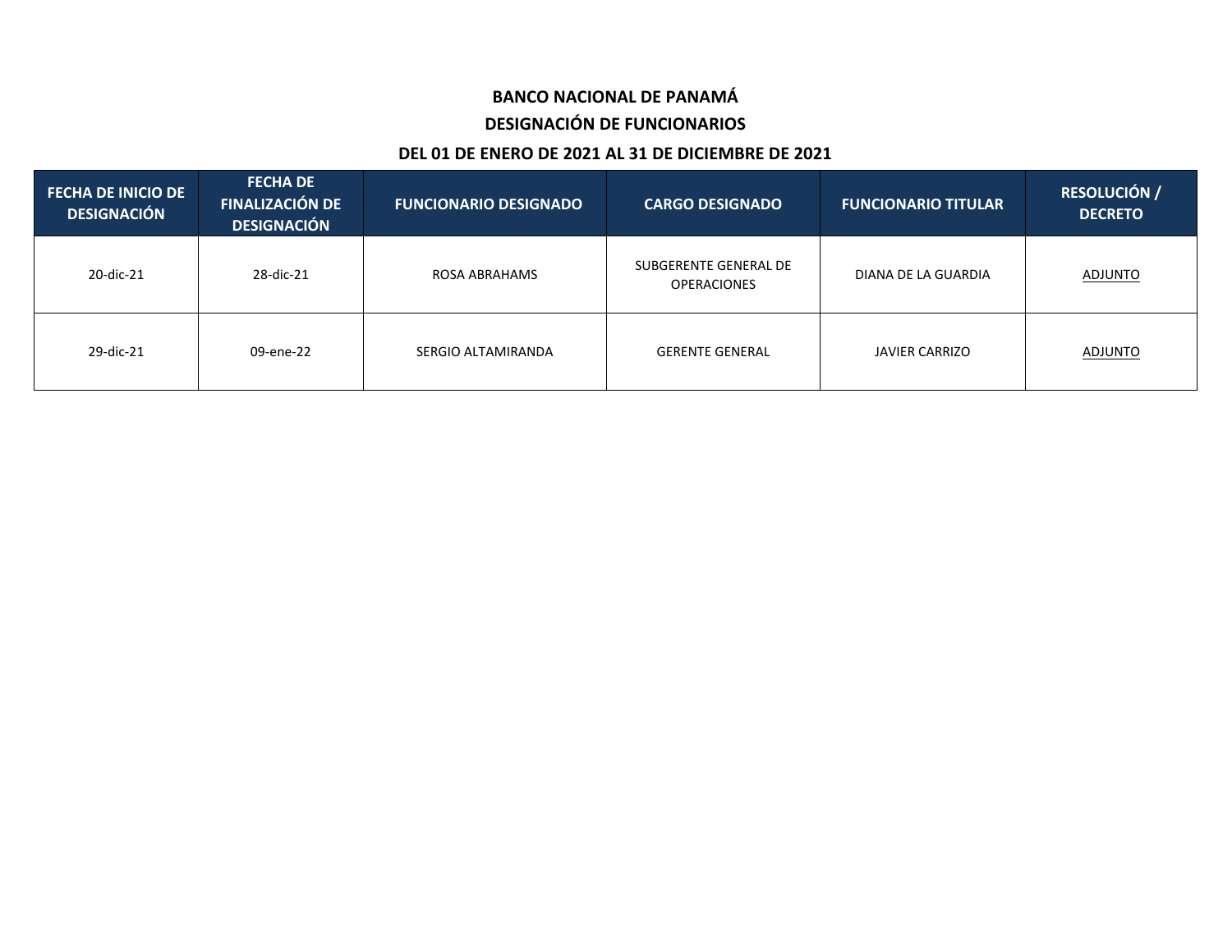# BANCO NACIONAL DE PANAMÁ

## DESIGNACIÓN DE FUNCIONARIOS

### DEL 01 DE ENERO DE 2021 AL 31 DE DICIEMBRE DE 2021

| FECHA DE INICIO DE DESIGNACIÓN | FECHA DE FINALIZACIÓN DE DESIGNACIÓN | FUNCIONARIO DESIGNADO | CARGO DESIGNADO | FUNCIONARIO TITULAR | RESOLUCIÓN / DECRETO |
|---|---|---|---|---|---|
| 20-dic-21 | 28-dic-21 | ROSA ABRAHAMS | SUBGERENTE GENERAL DE OPERACIONES | DIANA DE LA GUARDIA | ADJUNTO |
| 29-dic-21 | 09-ene-22 | SERGIO ALTAMIRANDA | GERENTE GENERAL | JAVIER CARRIZO | ADJUNTO |